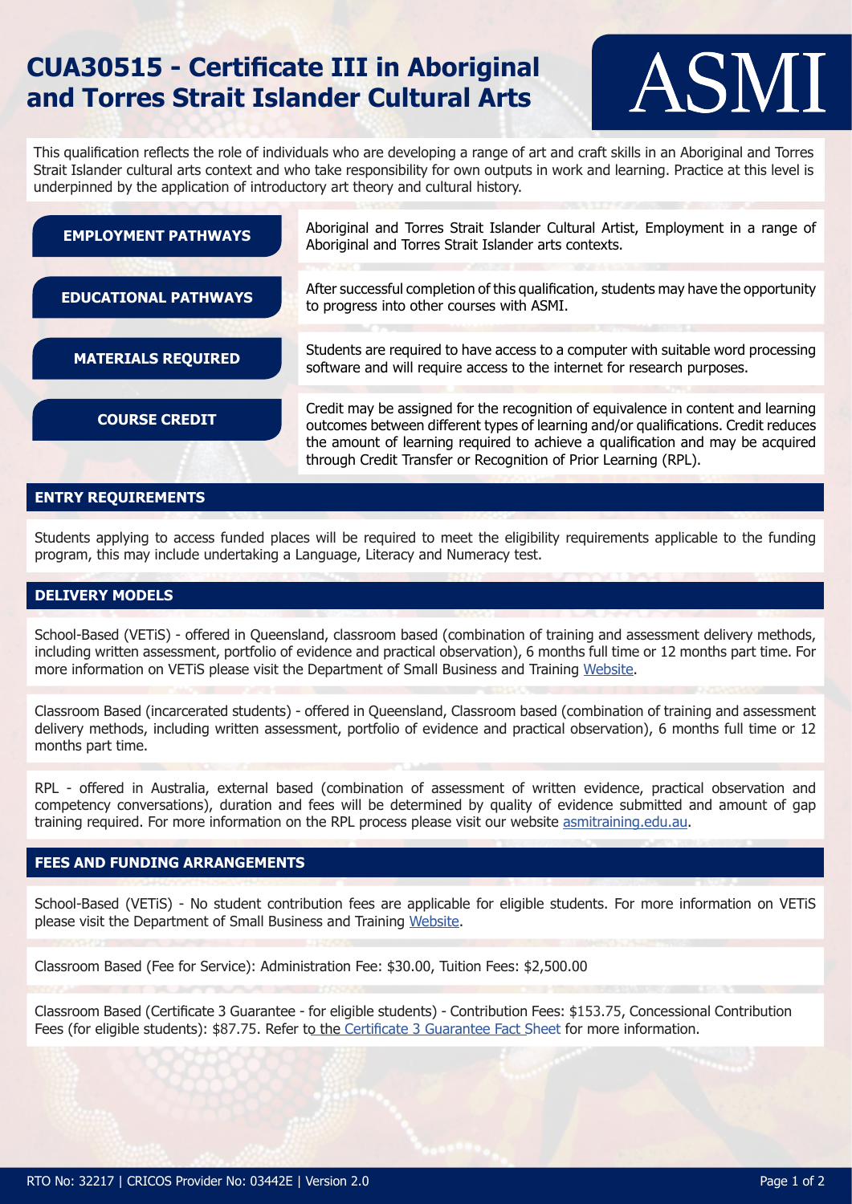# CUA30515 - Certificate III in Aboriginal and Torres Strait Islander Cultural Arts

ASMI

This qualification reflects the role of individuals who are developing a range of art and craft skills in an Aboriginal and Torres Strait Islander cultural arts context and who take responsibility for own outputs in work and learning. Practice at this level is underpinned by the application of introductory art theory and cultural history.

**EMPLOYMENT PATHWAYS**

Aboriginal and Torres Strait Islander Cultural Artist, Employment in a range of Aboriginal and Torres Strait Islander arts contexts.

**EDUCATIONAL PATHWAYS**

After successful completion of this qualification, students may have the opportunity to progress into other courses with ASMI.

**MATERIALS REQUIRED**

Students are required to have access to a computer with suitable word processing software and will require access to the internet for research purposes.

**COURSE CREDIT**

Credit may be assigned for the recognition of equivalence in content and learning outcomes between different types of learning and/or qualifications. Credit reduces the amount of learning required to achieve a qualification and may be acquired through Credit Transfer or Recognition of Prior Learning (RPL).

## ENTRY REQUIREMENTS

Students applying to access funded places will be required to meet the eligibility requirements applicable to the funding program, this may include undertaking a Language, Literacy and Numeracy test.

## DELIVERY MODELS

School-Based (VETiS) - offered in Queensland, classroom based (combination of training and assessment delivery methods, including written assessment, portfolio of evidence and practical observation), 6 months full time or 12 months part time. For more information on VETiS please visit the Department of Small Business and Training Website.

Classroom Based (incarcerated students) - offered in Queensland, Classroom based (combination of training and assessment delivery methods, including written assessment, portfolio of evidence and practical observation), 6 months full time or 12 months part time.

RPL - offered in Australia, external based (combination of assessment of written evidence, practical observation and competency conversations), duration and fees will be determined by quality of evidence submitted and amount of gap training required. For more information on the RPL process please visit our website asmitraining.edu.au.

## FEES AND FUNDING ARRANGEMENTS

School-Based (VETiS) - No student contribution fees are applicable for eligible students. For more information on VETiS please visit the Department of Small Business and Training Website.

Classroom Based (Fee for Service): Administration Fee: $30.00, Tuition Fees: $2,500.00

Classroom Based (Certificate 3 Guarantee - for eligible students) - Contribution Fees: $153.75, Concessional Contribution Fees (for eligible students): $87.75. Refer to the Certificate 3 Guarantee Fact Sheet for more information.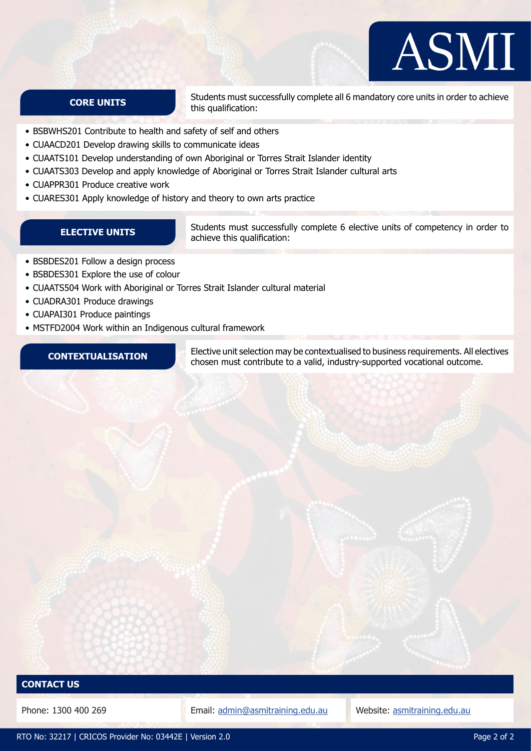ASMI

## CORE UNITS

Students must successfully complete all 6 mandatory core units in order to achieve this qualification:

- BSBWHS201 Contribute to health and safety of self and others
- CUAACD201 Develop drawing skills to communicate ideas
- CUAATS101 Develop understanding of own Aboriginal or Torres Strait Islander identity
- CUAATS303 Develop and apply knowledge of Aboriginal or Torres Strait Islander cultural arts
- CUAPPR301 Produce creative work
- CUARES301 Apply knowledge of history and theory to own arts practice

## ELECTIVE UNITS

Students must successfully complete 6 elective units of competency in order to achieve this qualification:

- BSBDES201 Follow a design process
- BSBDES301 Explore the use of colour
- CUAATS504 Work with Aboriginal or Torres Strait Islander cultural material
- CUADRA301 Produce drawings
- CUAPAI301 Produce paintings
- MSTFD2004 Work within an Indigenous cultural framework

## CONTEXTUALISATION

Elective unit selection may be contextualised to business requirements. All electives chosen must contribute to a valid, industry-supported vocational outcome.

## CONTACT US

Phone: 1300 400 269

Email: admin@asmitraining.edu.au

Website: asmitraining.edu.au

RTO No: 32217 | CRICOS Provider No: 03442E | Version 2.0